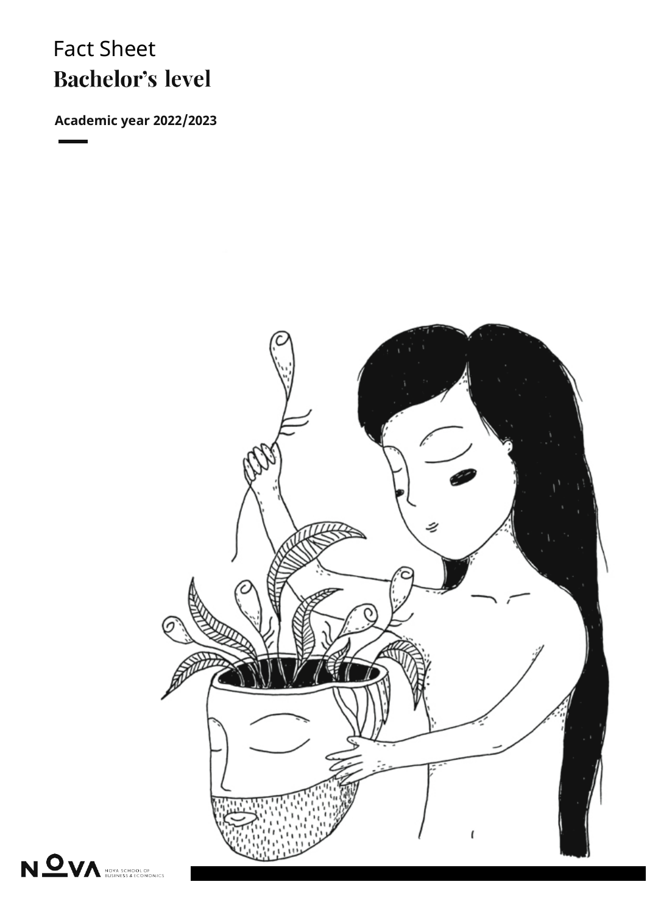Fact Sheet

# Bachelor's level

**Academic year 2022/2023**

NOVA SCHOOL OF BUSINESS & ECONOMICS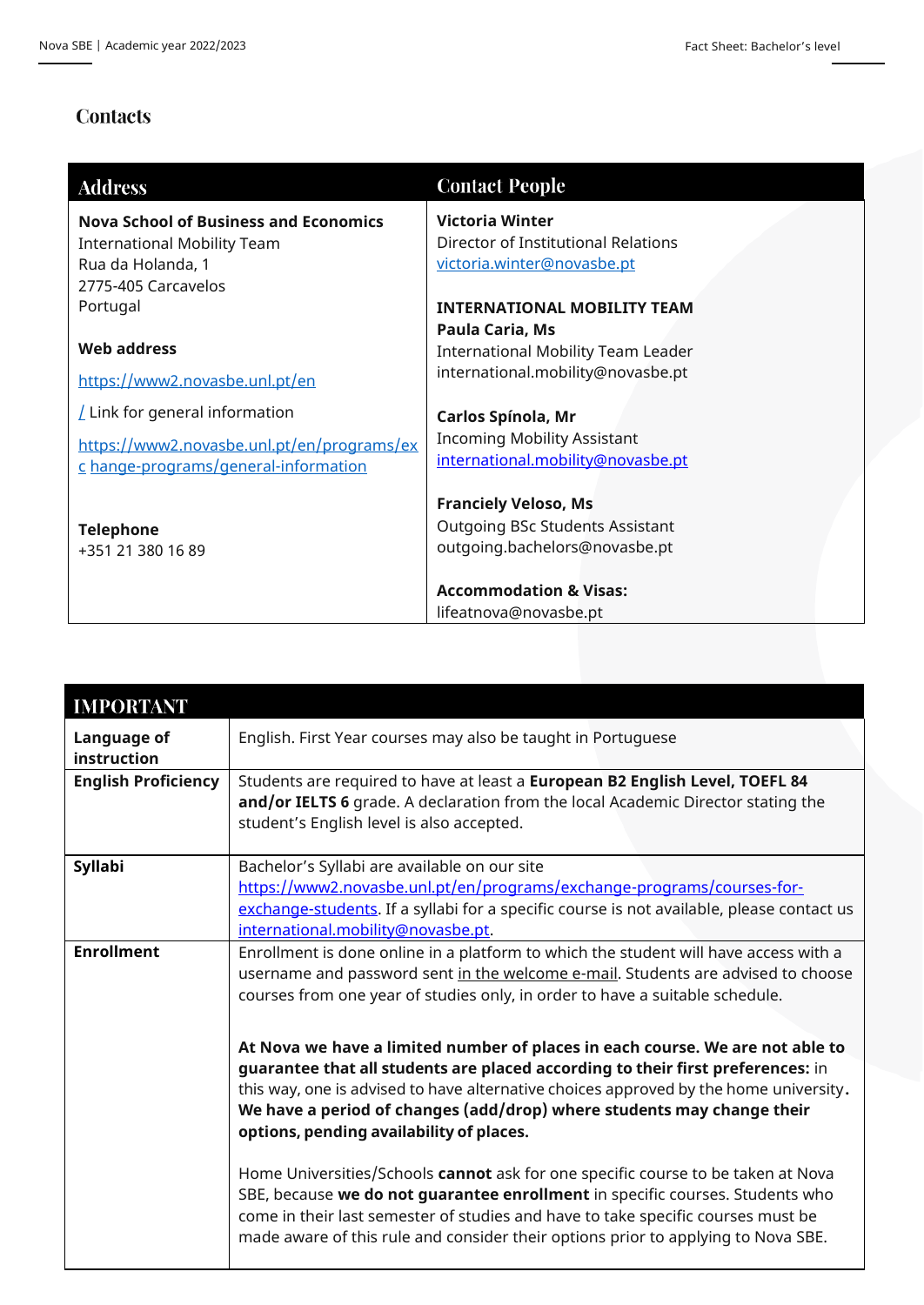## Contacts

| Address | Contact People |
|---|---|
| **Nova School of Business and Economics**<br>International Mobility Team<br>Rua da Holanda, 1<br>2775-405 Carcavelos<br>Portugal<br><br>**Web address**<br>https://www2.novasbe.unl.pt/en<br>/ Link for general information<br>https://www2.novasbe.unl.pt/en/programs/ex c hange-programs/general-information<br><br>**Telephone**<br>+351 21 380 16 89 | **Victoria Winter**<br>Director of Institutional Relations<br>victoria.winter@novasbe.pt<br><br>**INTERNATIONAL MOBILITY TEAM**<br>**Paula Caria, Ms**<br>International Mobility Team Leader<br>international.mobility@novasbe.pt<br><br>**Carlos Spínola, Mr**<br>Incoming Mobility Assistant<br>international.mobility@novasbe.pt<br><br>**Franciely Veloso, Ms**<br>Outgoing BSc Students Assistant<br>outgoing.bachelors@novasbe.pt<br><br>**Accommodation & Visas:**<br>lifeatnova@novasbe.pt |

| IMPORTANT | |
|---|---|
| **Language of instruction** | English. First Year courses may also be taught in Portuguese |
| **English Proficiency** | Students are required to have at least a **European B2 English Level, TOEFL 84 and/or IELTS 6** grade. A declaration from the local Academic Director stating the student's English level is also accepted. |
| **Syllabi** | Bachelor's Syllabi are available on our site https://www2.novasbe.unl.pt/en/programs/exchange-programs/courses-for-exchange-students. If a syllabi for a specific course is not available, please contact us international.mobility@novasbe.pt. |
| **Enrollment** | Enrollment is done online in a platform to which the student will have access with a username and password sent in the welcome e-mail. Students are advised to choose courses from one year of studies only, in order to have a suitable schedule.<br><br>**At Nova we have a limited number of places in each course. We are not able to guarantee that all students are placed according to their first preferences:** in this way, one is advised to have alternative choices approved by the home university**.** **We have a period of changes (add/drop) where students may change their options, pending availability of places.**<br><br>Home Universities/Schools **cannot** ask for one specific course to be taken at Nova SBE, because **we do not guarantee enrollment** in specific courses. Students who come in their last semester of studies and have to take specific courses must be made aware of this rule and consider their options prior to applying to Nova SBE. |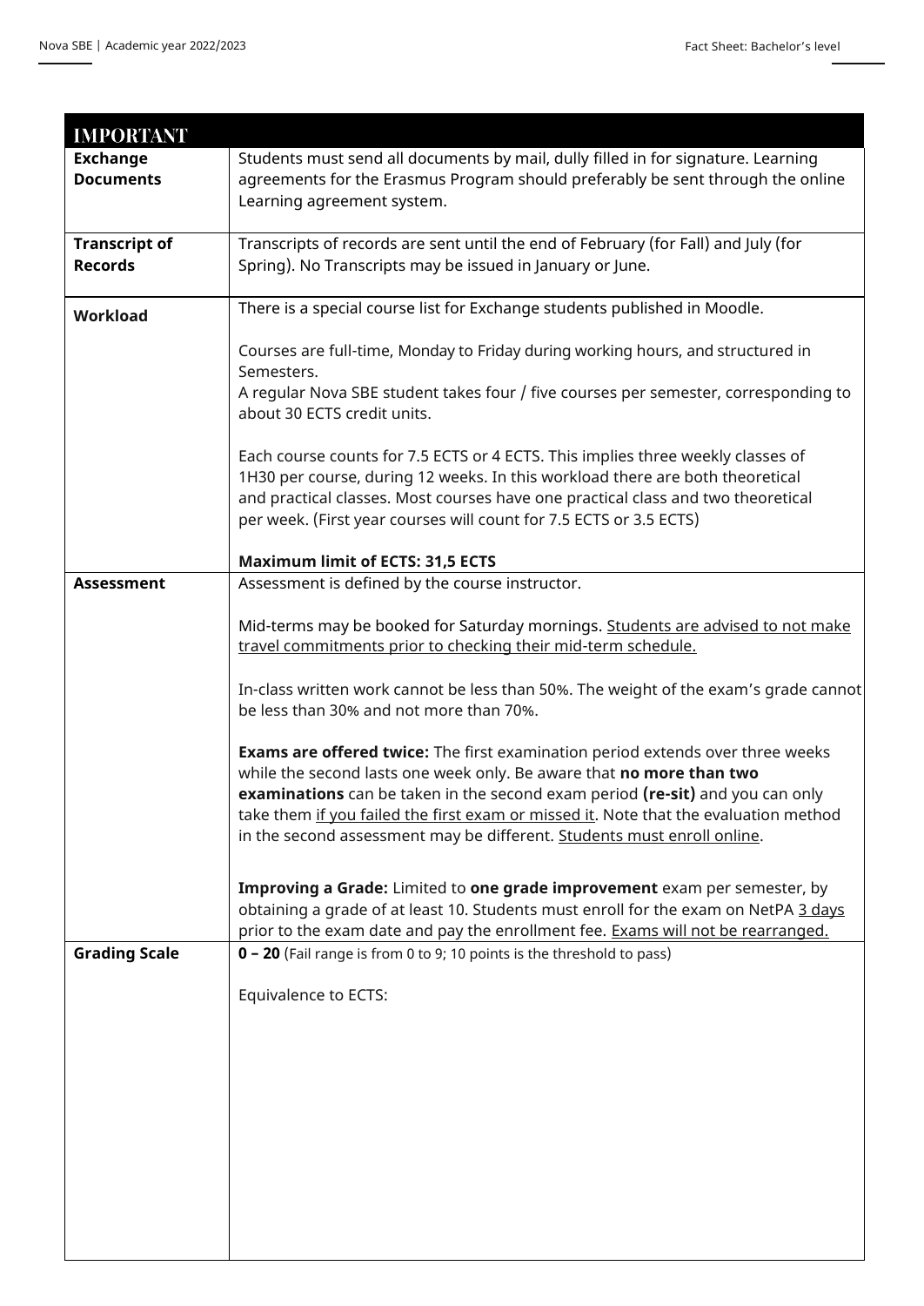| IMPORTANT | |
|---|---|
| **Exchange Documents** | Students must send all documents by mail, dully filled in for signature. Learning agreements for the Erasmus Program should preferably be sent through the online Learning agreement system. |
| **Transcript of Records** | Transcripts of records are sent until the end of February (for Fall) and July (for Spring). No Transcripts may be issued in January or June. |
| **Workload** | There is a special course list for Exchange students published in Moodle.<br><br>Courses are full-time, Monday to Friday during working hours, and structured in Semesters.<br>A regular Nova SBE student takes four / five courses per semester, corresponding to about 30 ECTS credit units.<br><br>Each course counts for 7.5 ECTS or 4 ECTS. This implies three weekly classes of 1H30 per course, during 12 weeks. In this workload there are both theoretical and practical classes. Most courses have one practical class and two theoretical per week. (First year courses will count for 7.5 ECTS or 3.5 ECTS)<br><br>**Maximum limit of ECTS: 31,5 ECTS** |
| **Assessment** | Assessment is defined by the course instructor.<br><br>Mid-terms may be booked for Saturday mornings. Students are advised to not make travel commitments prior to checking their mid-term schedule.<br><br>In-class written work cannot be less than 50%. The weight of the exam's grade cannot be less than 30% and not more than 70%.<br><br>**Exams are offered twice:** The first examination period extends over three weeks while the second lasts one week only. Be aware that **no more than two examinations** can be taken in the second exam period **(re-sit)** and you can only take them if you failed the first exam or missed it. Note that the evaluation method in the second assessment may be different. Students must enroll online.<br><br>**Improving a Grade:** Limited to **one grade improvement** exam per semester, by obtaining a grade of at least 10. Students must enroll for the exam on NetPA 3 days prior to the exam date and pay the enrollment fee. Exams will not be rearranged. |
| **Grading Scale** | **0 – 20** (Fail range is from 0 to 9; 10 points is the threshold to pass)<br><br>Equivalence to ECTS: |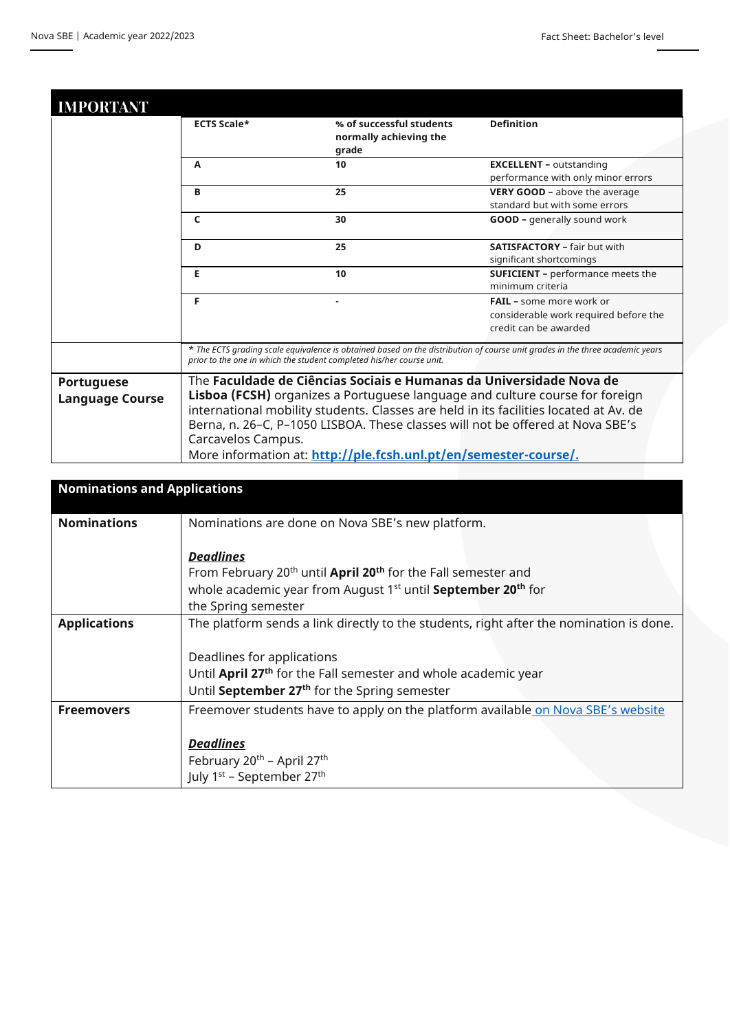## IMPORTANT

| | | | |
|---|---|---|---|
| | **ECTS Scale*** | **% of successful students normally achieving the grade** | **Definition** |
| | **A** | **10** | **EXCELLENT –** outstanding performance with only minor errors |
| | **B** | **25** | **VERY GOOD –** above the average standard but with some errors |
| | **C** | **30** | **GOOD –** generally sound work |
| | **D** | **25** | **SATISFACTORY –** fair but with significant shortcomings |
| | **E** | **10** | **SUFICIENT –** performance meets the minimum criteria |
| | **F** | **-** | **FAIL –** some more work or considerable work required before the credit can be awarded |
| | *\* The ECTS grading scale equivalence is obtained based on the distribution of course unit grades in the three academic years prior to the one in which the student completed his/her course unit.* | | |
| **Portuguese Language Course** | The **Faculdade de Ciências Sociais e Humanas da Universidade Nova de Lisboa (FCSH)** organizes a Portuguese language and culture course for foreign international mobility students. Classes are held in its facilities located at Av. de Berna, n. 26–C, P–1050 LISBOA. These classes will not be offered at Nova SBE's Carcavelos Campus.<br>More information at: **http://ple.fcsh.unl.pt/en/semester-course/.** | | |

## Nominations and Applications

| | |
|---|---|
| **Nominations** | Nominations are done on Nova SBE's new platform.<br><br>***Deadlines***<br>From February 20th until **April 20th** for the Fall semester and whole academic year from August 1st until **September 20th** for the Spring semester |
| **Applications** | The platform sends a link directly to the students, right after the nomination is done.<br><br>Deadlines for applications<br>Until **April 27th** for the Fall semester and whole academic year<br>Until **September 27th** for the Spring semester |
| **Freemovers** | Freemover students have to apply on the platform available on Nova SBE's website<br><br>***Deadlines***<br>February 20th – April 27th<br>July 1st – September 27th |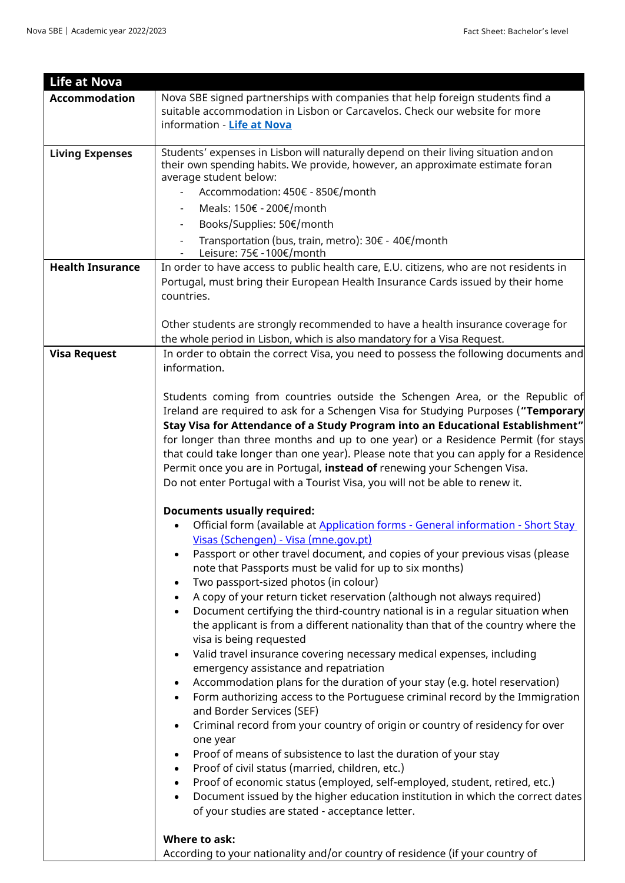| Life at Nova | |
|---|---|
| **Accommodation** | Nova SBE signed partnerships with companies that help foreign students find a suitable accommodation in Lisbon or Carcavelos. Check our website for more information - **Life at Nova** |
| **Living Expenses** | Students' expenses in Lisbon will naturally depend on their living situation and on their own spending habits. We provide, however, an approximate estimate for an average student below:<br>- Accommodation: 450€ - 850€/month<br>- Meals: 150€ - 200€/month<br>- Books/Supplies: 50€/month<br>- Transportation (bus, train, metro): 30€ - 40€/month<br>- Leisure: 75€ - 100€/month |
| **Health Insurance** | In order to have access to public health care, E.U. citizens, who are not residents in Portugal, must bring their European Health Insurance Cards issued by their home countries.<br><br>Other students are strongly recommended to have a health insurance coverage for the whole period in Lisbon, which is also mandatory for a Visa Request. |
| **Visa Request** | In order to obtain the correct Visa, you need to possess the following documents and information.<br><br>Students coming from countries outside the Schengen Area, or the Republic of Ireland are required to ask for a Schengen Visa for Studying Purposes (**"Temporary Stay Visa for Attendance of a Study Program into an Educational Establishment"** for longer than three months and up to one year) or a Residence Permit (for stays that could take longer than one year). Please note that you can apply for a Residence Permit once you are in Portugal, **instead of** renewing your Schengen Visa.<br>Do not enter Portugal with a Tourist Visa, you will not be able to renew it.<br><br>**Documents usually required:**<br>• Official form (available at Application forms - General information - Short Stay Visas (Schengen) - Visa (mne.gov.pt)<br>• Passport or other travel document, and copies of your previous visas (please note that Passports must be valid for up to six months)<br>• Two passport-sized photos (in colour)<br>• A copy of your return ticket reservation (although not always required)<br>• Document certifying the third-country national is in a regular situation when the applicant is from a different nationality than that of the country where the visa is being requested<br>• Valid travel insurance covering necessary medical expenses, including emergency assistance and repatriation<br>• Accommodation plans for the duration of your stay (e.g. hotel reservation)<br>• Form authorizing access to the Portuguese criminal record by the Immigration and Border Services (SEF)<br>• Criminal record from your country of origin or country of residency for over one year<br>• Proof of means of subsistence to last the duration of your stay<br>• Proof of civil status (married, children, etc.)<br>• Proof of economic status (employed, self-employed, student, retired, etc.)<br>• Document issued by the higher education institution in which the correct dates of your studies are stated - acceptance letter.<br><br>**Where to ask:**<br>According to your nationality and/or country of residence (if your country of |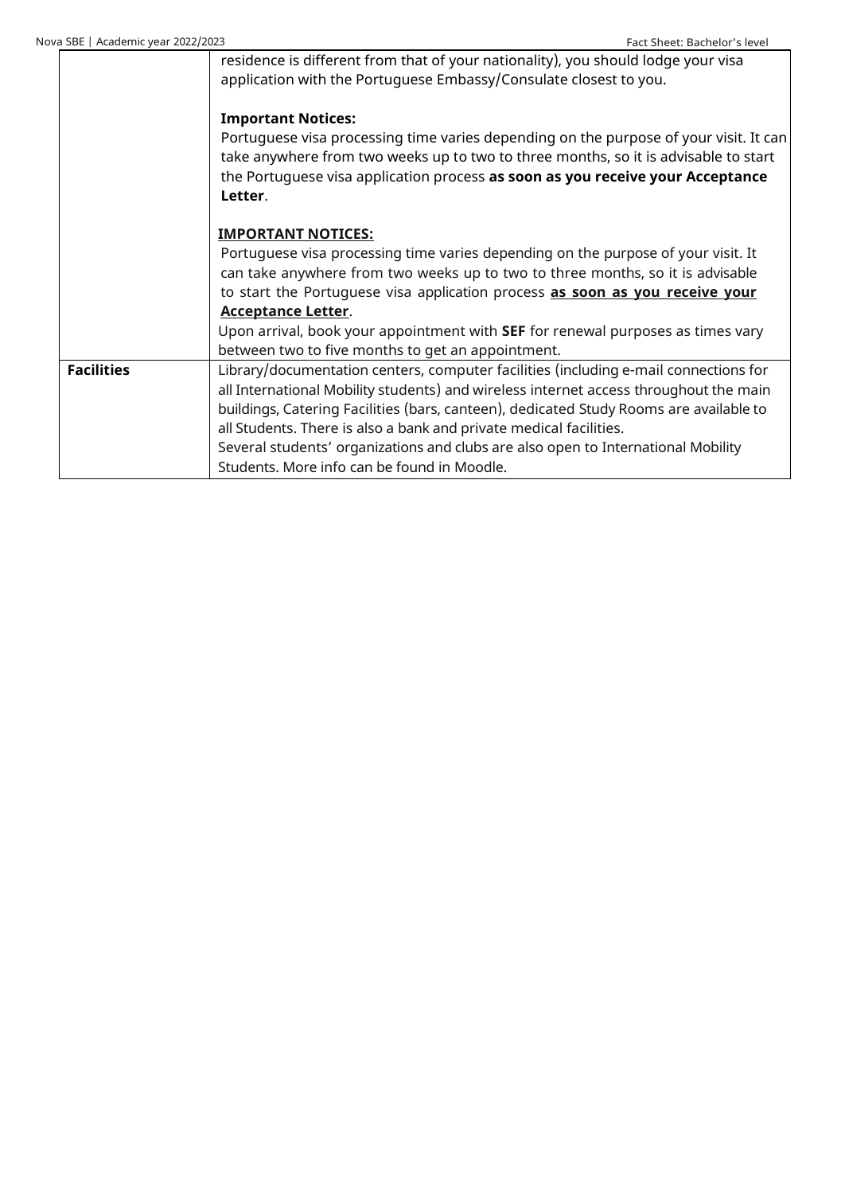| | |
|---|---|
| | residence is different from that of your nationality), you should lodge your visa application with the Portuguese Embassy/Consulate closest to you.<br><br>**Important Notices:**<br>Portuguese visa processing time varies depending on the purpose of your visit. It can take anywhere from two weeks up to two to three months, so it is advisable to start the Portuguese visa application process **as soon as you receive your Acceptance Letter**.<br><br>**IMPORTANT NOTICES:**<br>Portuguese visa processing time varies depending on the purpose of your visit. It can take anywhere from two weeks up to two to three months, so it is advisable to start the Portuguese visa application process **as soon as you receive your Acceptance Letter**.<br>Upon arrival, book your appointment with **SEF** for renewal purposes as times vary between two to five months to get an appointment. |
| **Facilities** | Library/documentation centers, computer facilities (including e-mail connections for all International Mobility students) and wireless internet access throughout the main buildings, Catering Facilities (bars, canteen), dedicated Study Rooms are available to all Students. There is also a bank and private medical facilities.<br>Several students' organizations and clubs are also open to International Mobility Students. More info can be found in Moodle. |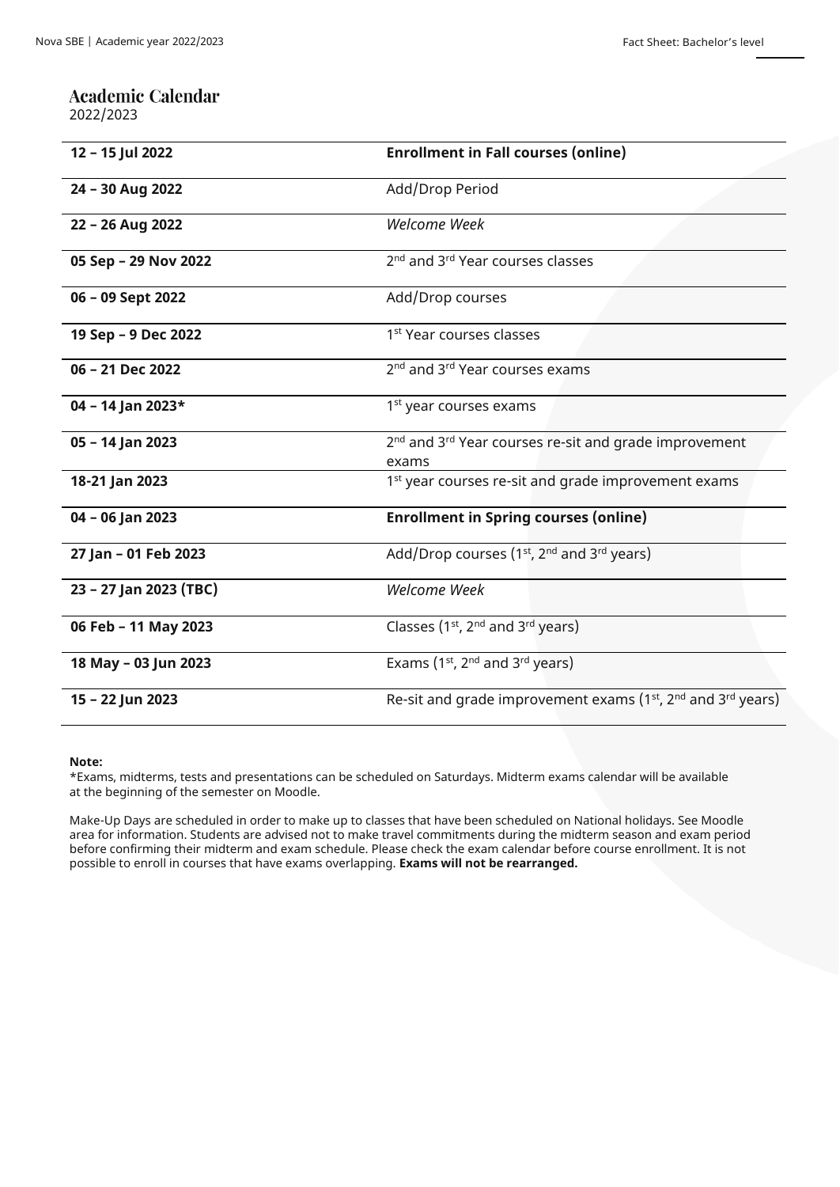## Academic Calendar

2022/2023

| | |
|---|---|
| **12 – 15 Jul 2022** | **Enrollment in Fall courses (online)** |
| **24 – 30 Aug 2022** | Add/Drop Period |
| **22 – 26 Aug 2022** | *Welcome Week* |
| **05 Sep – 29 Nov 2022** | 2nd and 3rd Year courses classes |
| **06 – 09 Sept 2022** | Add/Drop courses |
| **19 Sep – 9 Dec 2022** | 1st Year courses classes |
| **06 – 21 Dec 2022** | 2nd and 3rd Year courses exams |
| **04 – 14 Jan 2023*** | 1st year courses exams |
| **05 – 14 Jan 2023** | 2nd and 3rd Year courses re-sit and grade improvement exams |
| **18-21 Jan 2023** | 1st year courses re-sit and grade improvement exams |
| **04 – 06 Jan 2023** | **Enrollment in Spring courses (online)** |
| **27 Jan – 01 Feb 2023** | Add/Drop courses (1st, 2nd and 3rd years) |
| **23 – 27 Jan 2023 (TBC)** | *Welcome Week* |
| **06 Feb – 11 May 2023** | Classes (1st, 2nd and 3rd years) |
| **18 May – 03 Jun 2023** | Exams (1st, 2nd and 3rd years) |
| **15 – 22 Jun 2023** | Re-sit and grade improvement exams (1st, 2nd and 3rd years) |

**Note:**
*Exams, midterms, tests and presentations can be scheduled on Saturdays. Midterm exams calendar will be available at the beginning of the semester on Moodle.

Make-Up Days are scheduled in order to make up to classes that have been scheduled on National holidays. See Moodle area for information. Students are advised not to make travel commitments during the midterm season and exam period before confirming their midterm and exam schedule. Please check the exam calendar before course enrollment. It is not possible to enroll in courses that have exams overlapping. **Exams will not be rearranged.**